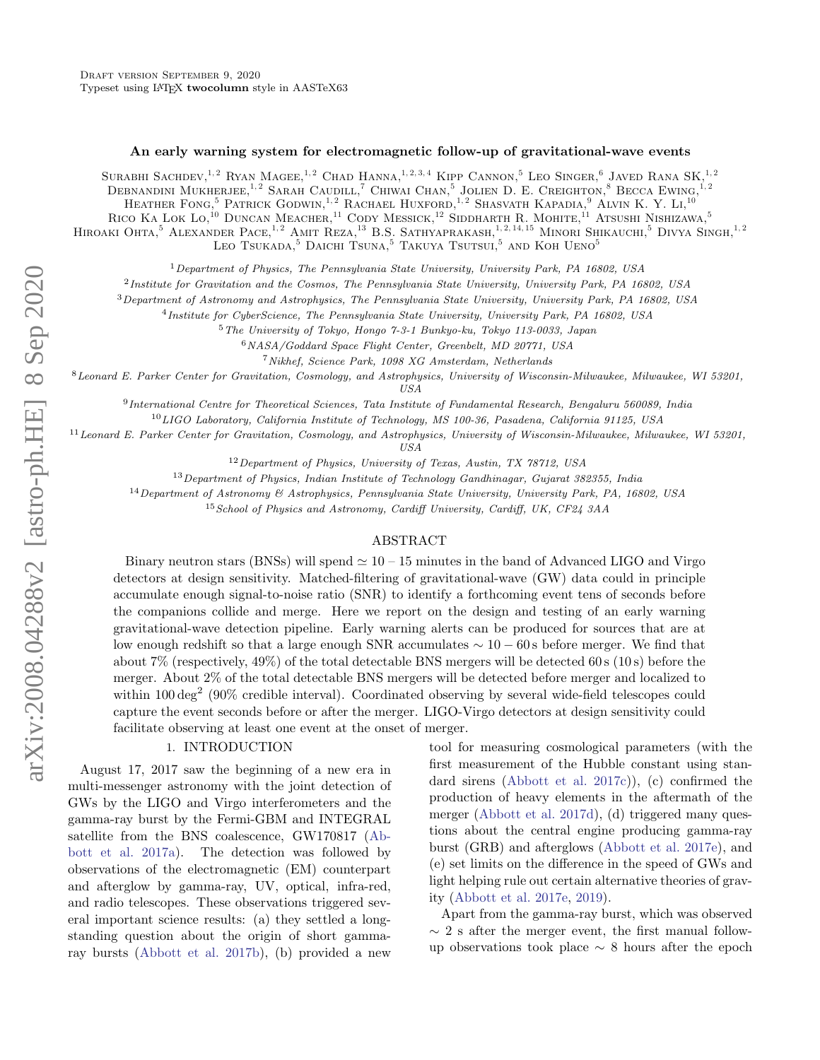# An early warning system for electromagnetic follow-up of gravitational-wave events

Surabhi Sachdev,[1,2] Ryan Magee,[1,2] Chad Hanna,[1,2,3,4] Kipp Cannon,[5] Leo Singer,[6] Javed Rana SK,[1,2] Debnandini Mukherjee,[1,2] Sarah Caudill,[7] Chiwai Chan,[5] Jolien D. E. Creighton,[8] Becca Ewing,[1,2] Heather Fong,[5] Patrick Godwin,[1,2] Rachael Huxford,[1,2] Shasvath Kapadia,[9] Alvin K. Y. Li,[10] Rico Ka Lok Lo,[10] Duncan Meacher,[11] Cody Messick,[12] Siddharth R. Mohite,[11] Atsushi Nishizawa,[5] Hiroaki Ohta,[5] Alexander Pace,[1,2] Amit Reza,[13] B.S. Sathyaprakash,[1,2,14,15] Minori Shikauchi,[5] Divya Singh,[1,2] Leo Tsukada,[5] Daichi Tsuna,[5] Takuya Tsutsui,[5] and Koh Ueno[5]

[1] *Department of Physics, The Pennsylvania State University, University Park, PA 16802, USA*

[2] *Institute for Gravitation and the Cosmos, The Pennsylvania State University, University Park, PA 16802, USA*

[3] *Department of Astronomy and Astrophysics, The Pennsylvania State University, University Park, PA 16802, USA*

[4] *Institute for CyberScience, The Pennsylvania State University, University Park, PA 16802, USA*

[5] *The University of Tokyo, Hongo 7-3-1 Bunkyo-ku, Tokyo 113-0033, Japan*

[6] *NASA/Goddard Space Flight Center, Greenbelt, MD 20771, USA*

[7] *Nikhef, Science Park, 1098 XG Amsterdam, Netherlands*

[8] *Leonard E. Parker Center for Gravitation, Cosmology, and Astrophysics, University of Wisconsin-Milwaukee, Milwaukee, WI 53201, USA*

[9] *International Centre for Theoretical Sciences, Tata Institute of Fundamental Research, Bengaluru 560089, India*

[10] *LIGO Laboratory, California Institute of Technology, MS 100-36, Pasadena, California 91125, USA*

[11] *Leonard E. Parker Center for Gravitation, Cosmology, and Astrophysics, University of Wisconsin-Milwaukee, Milwaukee, WI 53201, USA*

[12] *Department of Physics, University of Texas, Austin, TX 78712, USA*

[13] *Department of Physics, Indian Institute of Technology Gandhinagar, Gujarat 382355, India*

[14] *Department of Astronomy & Astrophysics, Pennsylvania State University, University Park, PA, 16802, USA*

[15] *School of Physics and Astronomy, Cardiff University, Cardiff, UK, CF24 3AA*

## ABSTRACT

Binary neutron stars (BNSs) will spend $\simeq 10$ – 15 minutes in the band of Advanced LIGO and Virgo detectors at design sensitivity. Matched-filtering of gravitational-wave (GW) data could in principle accumulate enough signal-to-noise ratio (SNR) to identify a forthcoming event tens of seconds before the companions collide and merge. Here we report on the design and testing of an early warning gravitational-wave detection pipeline. Early warning alerts can be produced for sources that are at low enough redshift so that a large enough SNR accumulates $\sim 10 - 60$ s before merger. We find that about 7% (respectively, 49%) of the total detectable BNS mergers will be detected 60 s (10 s) before the merger. About 2% of the total detectable BNS mergers will be detected before merger and localized to within 100 deg$^2$ (90% credible interval). Coordinated observing by several wide-field telescopes could capture the event seconds before or after the merger. LIGO-Virgo detectors at design sensitivity could facilitate observing at least one event at the onset of merger.

## 1. INTRODUCTION

August 17, 2017 saw the beginning of a new era in multi-messenger astronomy with the joint detection of GWs by the LIGO and Virgo interferometers and the gamma-ray burst by the Fermi-GBM and INTEGRAL satellite from the BNS coalescence, GW170817 (Abbott et al. 2017a). The detection was followed by observations of the electromagnetic (EM) counterpart and afterglow by gamma-ray, UV, optical, infra-red, and radio telescopes. These observations triggered several important science results: (a) they settled a long-standing question about the origin of short gamma-ray bursts (Abbott et al. 2017b), (b) provided a new tool for measuring cosmological parameters (with the first measurement of the Hubble constant using standard sirens (Abbott et al. 2017c)), (c) confirmed the production of heavy elements in the aftermath of the merger (Abbott et al. 2017d), (d) triggered many questions about the central engine producing gamma-ray burst (GRB) and afterglows (Abbott et al. 2017e), and (e) set limits on the difference in the speed of GWs and light helping rule out certain alternative theories of gravity (Abbott et al. 2017e, 2019).

Apart from the gamma-ray burst, which was observed $\sim 2$ s after the merger event, the first manual follow-up observations took place $\sim 8$ hours after the epoch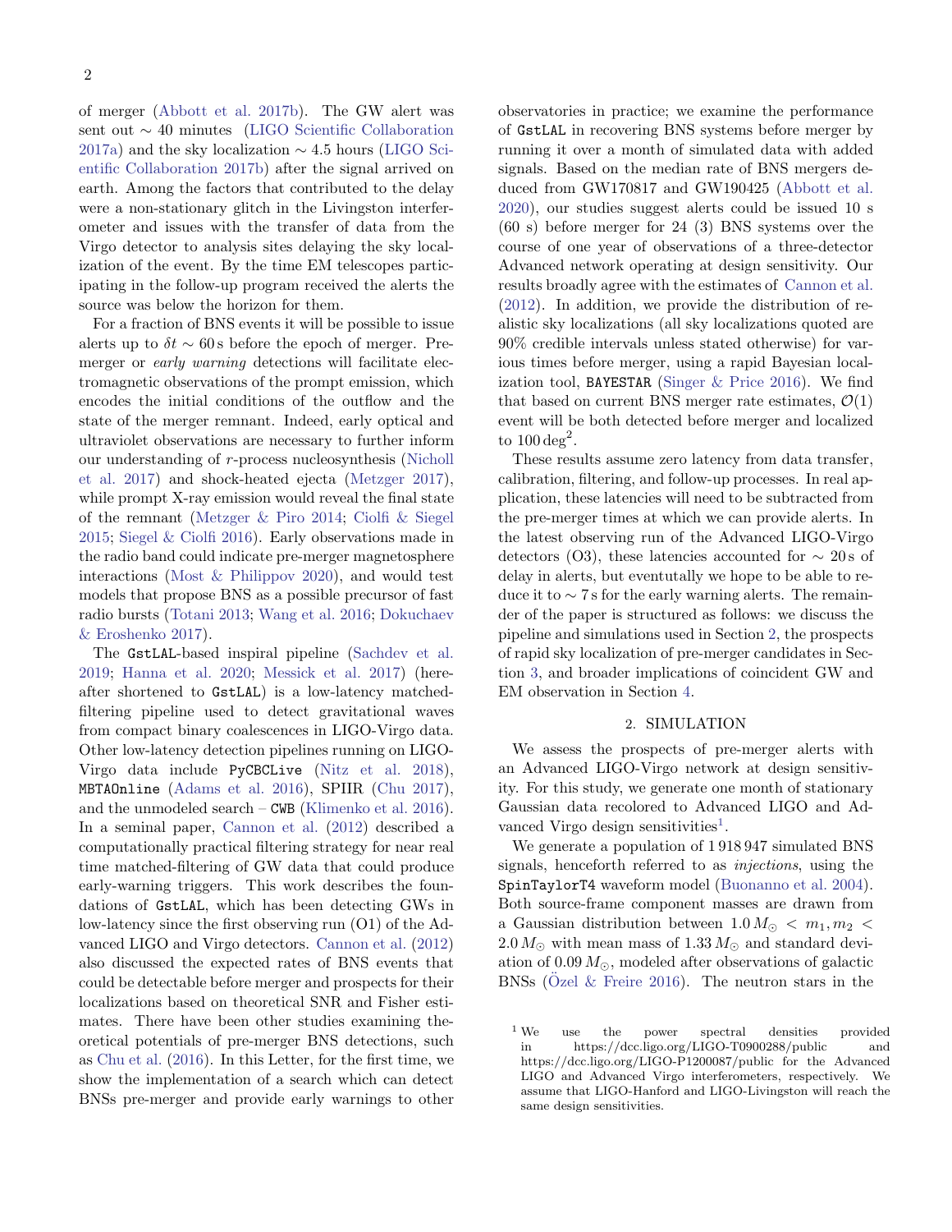of merger (Abbott et al. 2017b). The GW alert was sent out ∼ 40 minutes (LIGO Scientific Collaboration 2017a) and the sky localization ∼ 4.5 hours (LIGO Scientific Collaboration 2017b) after the signal arrived on earth. Among the factors that contributed to the delay were a non-stationary glitch in the Livingston interferometer and issues with the transfer of data from the Virgo detector to analysis sites delaying the sky localization of the event. By the time EM telescopes participating in the follow-up program received the alerts the source was below the horizon for them.

For a fraction of BNS events it will be possible to issue alerts up to $\delta t \sim 60\,\mathrm{s}$ before the epoch of merger. Premerger or *early warning* detections will facilitate electromagnetic observations of the prompt emission, which encodes the initial conditions of the outflow and the state of the merger remnant. Indeed, early optical and ultraviolet observations are necessary to further inform our understanding of $r$-process nucleosynthesis (Nicholl et al. 2017) and shock-heated ejecta (Metzger 2017), while prompt X-ray emission would reveal the final state of the remnant (Metzger & Piro 2014; Ciolfi & Siegel 2015; Siegel & Ciolfi 2016). Early observations made in the radio band could indicate pre-merger magnetosphere interactions (Most & Philippov 2020), and would test models that propose BNS as a possible precursor of fast radio bursts (Totani 2013; Wang et al. 2016; Dokuchaev & Eroshenko 2017).

The GstLAL-based inspiral pipeline (Sachdev et al. 2019; Hanna et al. 2020; Messick et al. 2017) (hereafter shortened to GstLAL) is a low-latency matched-filtering pipeline used to detect gravitational waves from compact binary coalescences in LIGO-Virgo data. Other low-latency detection pipelines running on LIGO-Virgo data include PyCBCLive (Nitz et al. 2018), MBTAOnline (Adams et al. 2016), SPIIR (Chu 2017), and the unmodeled search – CWB (Klimenko et al. 2016). In a seminal paper, Cannon et al. (2012) described a computationally practical filtering strategy for near real time matched-filtering of GW data that could produce early-warning triggers. This work describes the foundations of GstLAL, which has been detecting GWs in low-latency since the first observing run (O1) of the Advanced LIGO and Virgo detectors. Cannon et al. (2012) also discussed the expected rates of BNS events that could be detectable before merger and prospects for their localizations based on theoretical SNR and Fisher estimates. There have been other studies examining theoretical potentials of pre-merger BNS detections, such as Chu et al. (2016). In this Letter, for the first time, we show the implementation of a search which can detect BNSs pre-merger and provide early warnings to other observatories in practice; we examine the performance of GstLAL in recovering BNS systems before merger by running it over a month of simulated data with added signals. Based on the median rate of BNS mergers deduced from GW170817 and GW190425 (Abbott et al. 2020), our studies suggest alerts could be issued 10 s (60 s) before merger for 24 (3) BNS systems over the course of one year of observations of a three-detector Advanced network operating at design sensitivity. Our results broadly agree with the estimates of Cannon et al. (2012). In addition, we provide the distribution of realistic sky localizations (all sky localizations quoted are 90% credible intervals unless stated otherwise) for various times before merger, using a rapid Bayesian localization tool, BAYESTAR (Singer & Price 2016). We find that based on current BNS merger rate estimates, $\mathcal{O}(1)$ event will be both detected before merger and localized to $100\,\mathrm{deg}^2$.

These results assume zero latency from data transfer, calibration, filtering, and follow-up processes. In real application, these latencies will need to be subtracted from the pre-merger times at which we can provide alerts. In the latest observing run of the Advanced LIGO-Virgo detectors (O3), these latencies accounted for $\sim 20\,\mathrm{s}$ of delay in alerts, but eventutally we hope to be able to reduce it to $\sim 7\,\mathrm{s}$ for the early warning alerts. The remainder of the paper is structured as follows: we discuss the pipeline and simulations used in Section 2, the prospects of rapid sky localization of pre-merger candidates in Section 3, and broader implications of coincident GW and EM observation in Section 4.

## 2. SIMULATION

We assess the prospects of pre-merger alerts with an Advanced LIGO-Virgo network at design sensitivity. For this study, we generate one month of stationary Gaussian data recolored to Advanced LIGO and Advanced Virgo design sensitivities[1].

We generate a population of 1 918 947 simulated BNS signals, henceforth referred to as *injections*, using the SpinTaylorT4 waveform model (Buonanno et al. 2004). Both source-frame component masses are drawn from a Gaussian distribution between $1.0\,M_\odot < m_1, m_2 < 2.0\,M_\odot$ with mean mass of $1.33\,M_\odot$ and standard deviation of $0.09\,M_\odot$, modeled after observations of galactic BNSs (Özel & Freire 2016). The neutron stars in the

[1] We use the power spectral densities provided in https://dcc.ligo.org/LIGO-T0900288/public and https://dcc.ligo.org/LIGO-P1200087/public for the Advanced LIGO and Advanced Virgo interferometers, respectively. We assume that LIGO-Hanford and LIGO-Livingston will reach the same design sensitivities.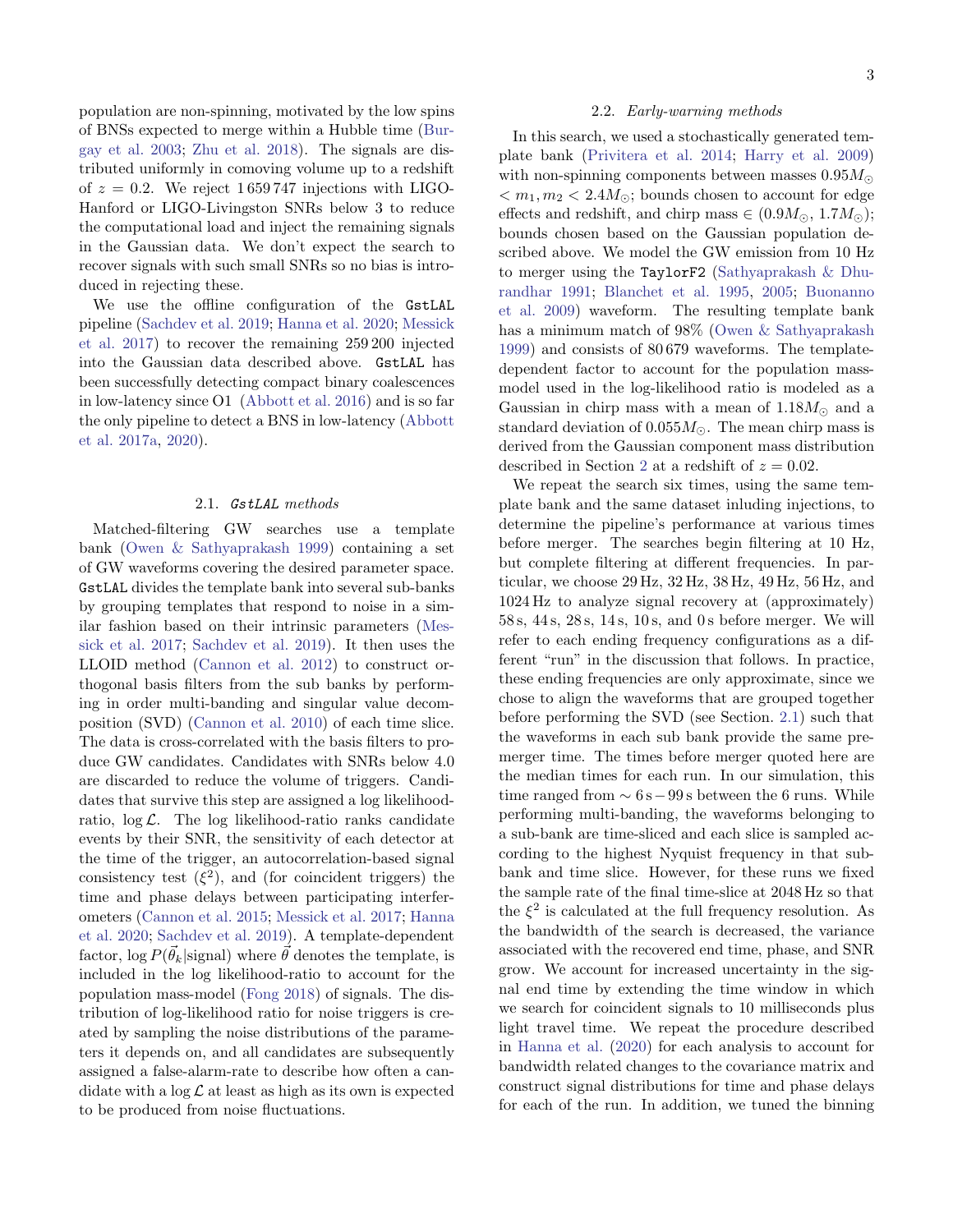population are non-spinning, motivated by the low spins of BNSs expected to merge within a Hubble time (Burgay et al. 2003; Zhu et al. 2018). The signals are distributed uniformly in comoving volume up to a redshift of $z = 0.2$. We reject 1 659 747 injections with LIGO-Hanford or LIGO-Livingston SNRs below 3 to reduce the computational load and inject the remaining signals in the Gaussian data. We don't expect the search to recover signals with such small SNRs so no bias is introduced in rejecting these.

We use the offline configuration of the `GstLAL` pipeline (Sachdev et al. 2019; Hanna et al. 2020; Messick et al. 2017) to recover the remaining 259 200 injected into the Gaussian data described above. `GstLAL` has been successfully detecting compact binary coalescences in low-latency since O1 (Abbott et al. 2016) and is so far the only pipeline to detect a BNS in low-latency (Abbott et al. 2017a, 2020).

### 2.1. *GstLAL methods*

Matched-filtering GW searches use a template bank (Owen & Sathyaprakash 1999) containing a set of GW waveforms covering the desired parameter space. `GstLAL` divides the template bank into several sub-banks by grouping templates that respond to noise in a similar fashion based on their intrinsic parameters (Messick et al. 2017; Sachdev et al. 2019). It then uses the LLOID method (Cannon et al. 2012) to construct orthogonal basis filters from the sub banks by performing in order multi-banding and singular value decomposition (SVD) (Cannon et al. 2010) of each time slice. The data is cross-correlated with the basis filters to produce GW candidates. Candidates with SNRs below 4.0 are discarded to reduce the volume of triggers. Candidates that survive this step are assigned a log likelihood-ratio, $\log \mathcal{L}$. The log likelihood-ratio ranks candidate events by their SNR, the sensitivity of each detector at the time of the trigger, an autocorrelation-based signal consistency test ($\xi^2$), and (for coincident triggers) the time and phase delays between participating interferometers (Cannon et al. 2015; Messick et al. 2017; Hanna et al. 2020; Sachdev et al. 2019). A template-dependent factor, $\log P(\vec{\theta}_k|\text{signal})$ where $\vec{\theta}$ denotes the template, is included in the log likelihood-ratio to account for the population mass-model (Fong 2018) of signals. The distribution of log-likelihood ratio for noise triggers is created by sampling the noise distributions of the parameters it depends on, and all candidates are subsequently assigned a false-alarm-rate to describe how often a candidate with a $\log \mathcal{L}$ at least as high as its own is expected to be produced from noise fluctuations.

### 2.2. *Early-warning methods*

In this search, we used a stochastically generated template bank (Privitera et al. 2014; Harry et al. 2009) with non-spinning components between masses $0.95M_{\odot} < m_1, m_2 < 2.4M_{\odot}$; bounds chosen to account for edge effects and redshift, and chirp mass $\in (0.9M_{\odot}, 1.7M_{\odot})$; bounds chosen based on the Gaussian population described above. We model the GW emission from 10 Hz to merger using the `TaylorF2` (Sathyaprakash & Dhurandhar 1991; Blanchet et al. 1995, 2005; Buonanno et al. 2009) waveform. The resulting template bank has a minimum match of 98% (Owen & Sathyaprakash 1999) and consists of 80 679 waveforms. The template-dependent factor to account for the population mass-model used in the log-likelihood ratio is modeled as a Gaussian in chirp mass with a mean of $1.18M_{\odot}$ and a standard deviation of $0.055M_{\odot}$. The mean chirp mass is derived from the Gaussian component mass distribution described in Section 2 at a redshift of $z = 0.02$.

We repeat the search six times, using the same template bank and the same dataset inluding injections, to determine the pipeline's performance at various times before merger. The searches begin filtering at 10 Hz, but complete filtering at different frequencies. In particular, we choose 29 Hz, 32 Hz, 38 Hz, 49 Hz, 56 Hz, and 1024 Hz to analyze signal recovery at (approximately) 58 s, 44 s, 28 s, 14 s, 10 s, and 0 s before merger. We will refer to each ending frequency configurations as a different "run" in the discussion that follows. In practice, these ending frequencies are only approximate, since we chose to align the waveforms that are grouped together before performing the SVD (see Section. 2.1) such that the waveforms in each sub bank provide the same pre-merger time. The times before merger quoted here are the median times for each run. In our simulation, this time ranged from $\sim 6\,\text{s} - 99\,\text{s}$ between the 6 runs. While performing multi-banding, the waveforms belonging to a sub-bank are time-sliced and each slice is sampled according to the highest Nyquist frequency in that sub-bank and time slice. However, for these runs we fixed the sample rate of the final time-slice at 2048 Hz so that the $\xi^2$ is calculated at the full frequency resolution. As the bandwidth of the search is decreased, the variance associated with the recovered end time, phase, and SNR grow. We account for increased uncertainty in the signal end time by extending the time window in which we search for coincident signals to 10 milliseconds plus light travel time. We repeat the procedure described in Hanna et al. (2020) for each analysis to account for bandwidth related changes to the covariance matrix and construct signal distributions for time and phase delays for each of the run. In addition, we tuned the binning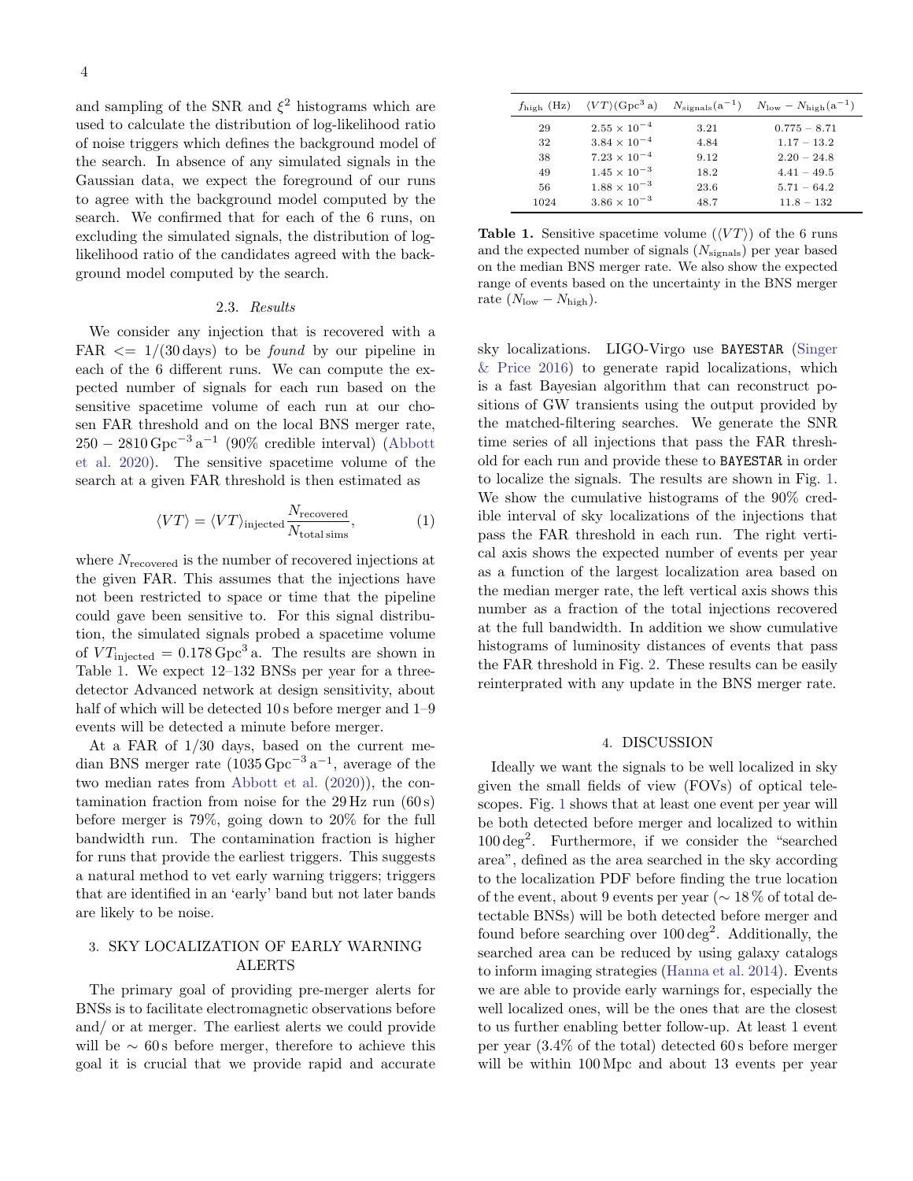and sampling of the SNR and $\xi^2$ histograms which are used to calculate the distribution of log-likelihood ratio of noise triggers which defines the background model of the search. In absence of any simulated signals in the Gaussian data, we expect the foreground of our runs to agree with the background model computed by the search. We confirmed that for each of the 6 runs, on excluding the simulated signals, the distribution of log-likelihood ratio of the candidates agreed with the background model computed by the search.

### 2.3. *Results*

We consider any injection that is recovered with a FAR $<= 1/(30\,\text{days})$ to be *found* by our pipeline in each of the 6 different runs. We can compute the expected number of signals for each run based on the sensitive spacetime volume of each run at our chosen FAR threshold and on the local BNS merger rate, $250 - 2810\,\text{Gpc}^{-3}\,\text{a}^{-1}$ (90% credible interval) (Abbott et al. 2020). The sensitive spacetime volume of the search at a given FAR threshold is then estimated as

$$\langle VT \rangle = \langle VT \rangle_{\text{injected}} \frac{N_{\text{recovered}}}{N_{\text{total sims}}}, \tag{1}$$

where $N_{\text{recovered}}$ is the number of recovered injections at the given FAR. This assumes that the injections have not been restricted to space or time that the pipeline could gave been sensitive to. For this signal distribution, the simulated signals probed a spacetime volume of $VT_{\text{injected}} = 0.178\,\text{Gpc}^3\,\text{a}$. The results are shown in Table 1. We expect 12–132 BNSs per year for a three-detector Advanced network at design sensitivity, about half of which will be detected 10 s before merger and 1–9 events will be detected a minute before merger.

At a FAR of 1/30 days, based on the current median BNS merger rate ($1035\,\text{Gpc}^{-3}\,\text{a}^{-1}$, average of the two median rates from Abbott et al. (2020)), the contamination fraction from noise for the 29 Hz run (60 s) before merger is 79%, going down to 20% for the full bandwidth run. The contamination fraction is higher for runs that provide the earliest triggers. This suggests a natural method to vet early warning triggers; triggers that are identified in an 'early' band but not later bands are likely to be noise.

| $f_{\text{high}}$ (Hz) | $\langle VT \rangle(\text{Gpc}^3\,\text{a})$ | $N_{\text{signals}}(\text{a}^{-1})$ | $N_{\text{low}} - N_{\text{high}}(\text{a}^{-1})$ |
|---|---|---|---|
| 29 | $2.55 \times 10^{-4}$ | 3.21 | 0.775 – 8.71 |
| 32 | $3.84 \times 10^{-4}$ | 4.84 | 1.17 – 13.2 |
| 38 | $7.23 \times 10^{-4}$ | 9.12 | 2.20 – 24.8 |
| 49 | $1.45 \times 10^{-3}$ | 18.2 | 4.41 – 49.5 |
| 56 | $1.88 \times 10^{-3}$ | 23.6 | 5.71 – 64.2 |
| 1024 | $3.86 \times 10^{-3}$ | 48.7 | 11.8 – 132 |

**Table 1.** Sensitive spacetime volume ($\langle VT \rangle$) of the 6 runs and the expected number of signals ($N_{\text{signals}}$) per year based on the median BNS merger rate. We also show the expected range of events based on the uncertainty in the BNS merger rate ($N_{\text{low}} - N_{\text{high}}$).

## 3. SKY LOCALIZATION OF EARLY WARNING ALERTS

The primary goal of providing pre-merger alerts for BNSs is to facilitate electromagnetic observations before and/ or at merger. The earliest alerts we could provide will be $\sim 60$ s before merger, therefore to achieve this goal it is crucial that we provide rapid and accurate sky localizations. LIGO-Virgo use `BAYESTAR` (Singer & Price 2016) to generate rapid localizations, which is a fast Bayesian algorithm that can reconstruct positions of GW transients using the output provided by the matched-filtering searches. We generate the SNR time series of all injections that pass the FAR threshold for each run and provide these to `BAYESTAR` in order to localize the signals. The results are shown in Fig. 1. We show the cumulative histograms of the 90% credible interval of sky localizations of the injections that pass the FAR threshold in each run. The right vertical axis shows the expected number of events per year as a function of the largest localization area based on the median merger rate, the left vertical axis shows this number as a fraction of the total injections recovered at the full bandwidth. In addition we show cumulative histograms of luminosity distances of events that pass the FAR threshold in Fig. 2. These results can be easily reinterprated with any update in the BNS merger rate.

## 4. DISCUSSION

Ideally we want the signals to be well localized in sky given the small fields of view (FOVs) of optical telescopes. Fig. 1 shows that at least one event per year will be both detected before merger and localized to within $100\,\text{deg}^2$. Furthermore, if we consider the "searched area", defined as the area searched in the sky according to the localization PDF before finding the true location of the event, about 9 events per year ($\sim 18\,\%$ of total detectable BNSs) will be both detected before merger and found before searching over $100\,\text{deg}^2$. Additionally, the searched area can be reduced by using galaxy catalogs to inform imaging strategies (Hanna et al. 2014). Events we are able to provide early warnings for, especially the well localized ones, will be the ones that are the closest to us further enabling better follow-up. At least 1 event per year (3.4% of the total) detected 60 s before merger will be within 100 Mpc and about 13 events per year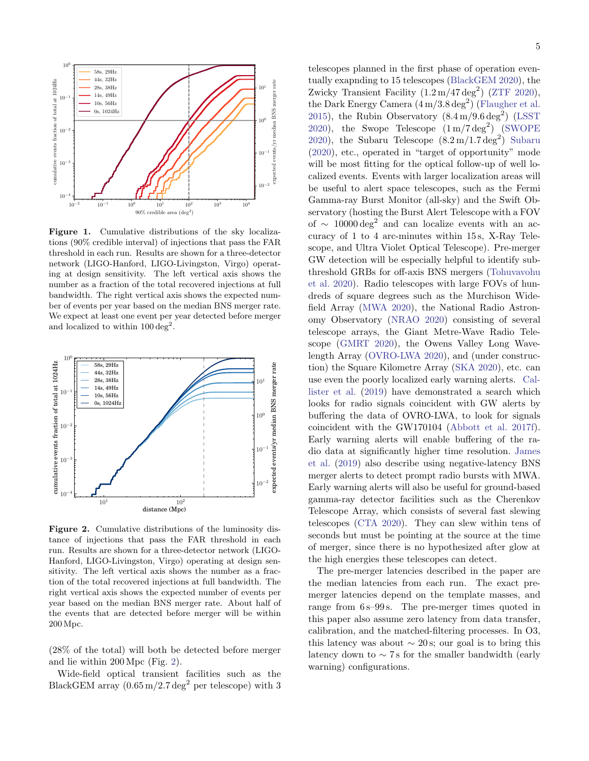**Figure 1.** Cumulative distributions of the sky localizations (90% credible interval) of injections that pass the FAR threshold in each run. Results are shown for a three-detector network (LIGO-Hanford, LIGO-Livingston, Virgo) operating at design sensitivity. The left vertical axis shows the number as a fraction of the total recovered injections at full bandwidth. The right vertical axis shows the expected number of events per year based on the median BNS merger rate. We expect at least one event per year detected before merger and localized to within $100\,\mathrm{deg}^2$.

**Figure 2.** Cumulative distributions of the luminosity distance of injections that pass the FAR threshold in each run. Results are shown for a three-detector network (LIGO-Hanford, LIGO-Livingston, Virgo) operating at design sensitivity. The left vertical axis shows the number as a fraction of the total recovered injections at full bandwidth. The right vertical axis shows the expected number of events per year based on the median BNS merger rate. About half of the events that are detected before merger will be within 200 Mpc.

(28% of the total) will both be detected before merger and lie within 200 Mpc (Fig. 2).

Wide-field optical transient facilities such as the BlackGEM array ($0.65\,\mathrm{m}/2.7\,\mathrm{deg}^2$ per telescope) with 3 telescopes planned in the first phase of operation eventually exapnding to 15 telescopes (BlackGEM 2020), the Zwicky Transient Facility ($1.2\,\mathrm{m}/47\,\mathrm{deg}^2$) (ZTF 2020), the Dark Energy Camera ($4\,\mathrm{m}/3.8\,\mathrm{deg}^2$) (Flaugher et al. 2015), the Rubin Observatory ($8.4\,\mathrm{m}/9.6\,\mathrm{deg}^2$) (LSST 2020), the Swope Telescope ($1\,\mathrm{m}/7\,\mathrm{deg}^2$) (SWOPE 2020), the Subaru Telescope ($8.2\,\mathrm{m}/1.7\,\mathrm{deg}^2$) Subaru (2020), etc., operated in "target of opportunity" mode will be most fitting for the optical follow-up of well localized events. Events with larger localization areas will be useful to alert space telescopes, such as the Fermi Gamma-ray Burst Monitor (all-sky) and the Swift Observatory (hosting the Burst Alert Telescope with a FOV of $\sim 10000\,\mathrm{deg}^2$ and can localize events with an accuracy of 1 to 4 arc-minutes within 15 s, X-Ray Telescope, and Ultra Violet Optical Telescope). Pre-merger GW detection will be especially helpful to identify subthreshold GRBs for off-axis BNS mergers (Tohuvavohu et al. 2020). Radio telescopes with large FOVs of hundreds of square degrees such as the Murchison Widefield Array (MWA 2020), the National Radio Astronomy Observatory (NRAO 2020) consisting of several telescope arrays, the Giant Metre-Wave Radio Telescope (GMRT 2020), the Owens Valley Long Wavelength Array (OVRO-LWA 2020), and (under construction) the Square Kilometre Array (SKA 2020), etc. can use even the poorly localized early warning alerts. Callister et al. (2019) have demonstrated a search which looks for radio signals coincident with GW alerts by buffering the data of OVRO-LWA, to look for signals coincident with the GW170104 (Abbott et al. 2017f). Early warning alerts will enable buffering of the radio data at significantly higher time resolution. James et al. (2019) also describe using negative-latency BNS merger alerts to detect prompt radio bursts with MWA. Early warning alerts will also be useful for ground-based gamma-ray detector facilities such as the Cherenkov Telescope Array, which consists of several fast slewing telescopes (CTA 2020). They can slew within tens of seconds but must be pointing at the source at the time of merger, since there is no hypothesized after glow at the high energies these telescopes can detect.

The pre-merger latencies described in the paper are the median latencies from each run. The exact pre-merger latencies depend on the template masses, and range from 6 s–99 s. The pre-merger times quoted in this paper also assume zero latency from data transfer, calibration, and the matched-filtering processes. In O3, this latency was about $\sim 20\,\mathrm{s}$; our goal is to bring this latency down to $\sim 7\,\mathrm{s}$ for the smaller bandwidth (early warning) configurations.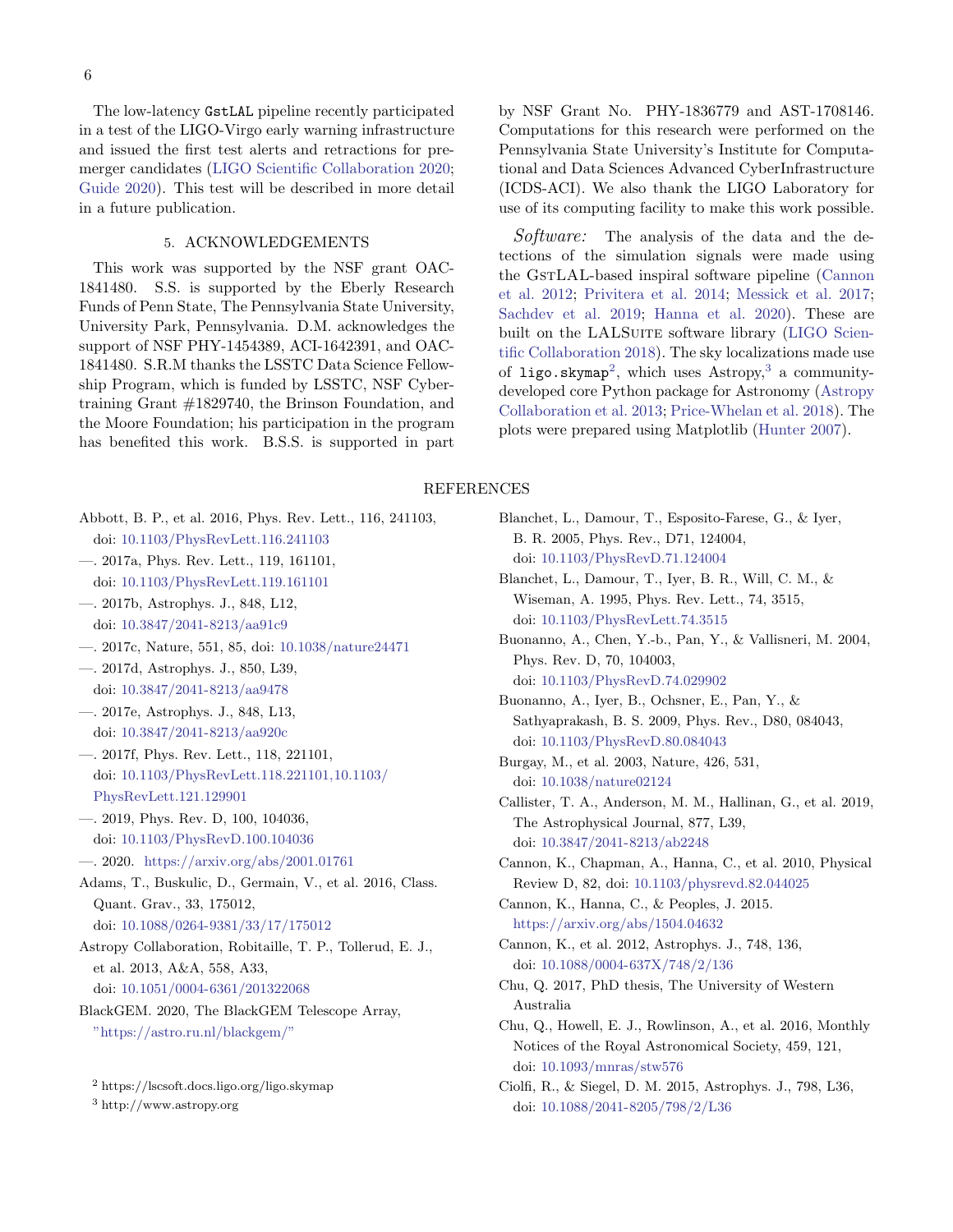The low-latency GstLAL pipeline recently participated in a test of the LIGO-Virgo early warning infrastructure and issued the first test alerts and retractions for premerger candidates (LIGO Scientific Collaboration 2020; Guide 2020). This test will be described in more detail in a future publication.

## 5. ACKNOWLEDGEMENTS

This work was supported by the NSF grant OAC-1841480. S.S. is supported by the Eberly Research Funds of Penn State, The Pennsylvania State University, University Park, Pennsylvania. D.M. acknowledges the support of NSF PHY-1454389, ACI-1642391, and OAC-1841480. S.R.M thanks the LSSTC Data Science Fellowship Program, which is funded by LSSTC, NSF Cybertraining Grant #1829740, the Brinson Foundation, and the Moore Foundation; his participation in the program has benefited this work. B.S.S. is supported in part by NSF Grant No. PHY-1836779 and AST-1708146. Computations for this research were performed on the Pennsylvania State University's Institute for Computational and Data Sciences Advanced CyberInfrastructure (ICDS-ACI). We also thank the LIGO Laboratory for use of its computing facility to make this work possible.

*Software:* The analysis of the data and the detections of the simulation signals were made using the GstLAL-based inspiral software pipeline (Cannon et al. 2012; Privitera et al. 2014; Messick et al. 2017; Sachdev et al. 2019; Hanna et al. 2020). These are built on the LALSuite software library (LIGO Scientific Collaboration 2018). The sky localizations made use of `ligo.skymap`[2], which uses Astropy,[3] a community-developed core Python package for Astronomy (Astropy Collaboration et al. 2013; Price-Whelan et al. 2018). The plots were prepared using Matplotlib (Hunter 2007).

## REFERENCES

Abbott, B. P., et al. 2016, Phys. Rev. Lett., 116, 241103, doi: 10.1103/PhysRevLett.116.241103

—. 2017a, Phys. Rev. Lett., 119, 161101, doi: 10.1103/PhysRevLett.119.161101

—. 2017b, Astrophys. J., 848, L12, doi: 10.3847/2041-8213/aa91c9

—. 2017c, Nature, 551, 85, doi: 10.1038/nature24471

—. 2017d, Astrophys. J., 850, L39, doi: 10.3847/2041-8213/aa9478

—. 2017e, Astrophys. J., 848, L13, doi: 10.3847/2041-8213/aa920c

—. 2017f, Phys. Rev. Lett., 118, 221101, doi: 10.1103/PhysRevLett.118.221101,10.1103/PhysRevLett.121.129901

—. 2019, Phys. Rev. D, 100, 104036, doi: 10.1103/PhysRevD.100.104036

—. 2020. https://arxiv.org/abs/2001.01761

Adams, T., Buskulic, D., Germain, V., et al. 2016, Class. Quant. Grav., 33, 175012, doi: 10.1088/0264-9381/33/17/175012

Astropy Collaboration, Robitaille, T. P., Tollerud, E. J., et al. 2013, A&A, 558, A33, doi: 10.1051/0004-6361/201322068

BlackGEM. 2020, The BlackGEM Telescope Array, "https://astro.ru.nl/blackgem/"

Blanchet, L., Damour, T., Esposito-Farese, G., & Iyer, B. R. 2005, Phys. Rev., D71, 124004, doi: 10.1103/PhysRevD.71.124004

Blanchet, L., Damour, T., Iyer, B. R., Will, C. M., & Wiseman, A. 1995, Phys. Rev. Lett., 74, 3515, doi: 10.1103/PhysRevLett.74.3515

Buonanno, A., Chen, Y.-b., Pan, Y., & Vallisneri, M. 2004, Phys. Rev. D, 70, 104003, doi: 10.1103/PhysRevD.74.029902

Buonanno, A., Iyer, B., Ochsner, E., Pan, Y., & Sathyaprakash, B. S. 2009, Phys. Rev., D80, 084043, doi: 10.1103/PhysRevD.80.084043

Burgay, M., et al. 2003, Nature, 426, 531, doi: 10.1038/nature02124

Callister, T. A., Anderson, M. M., Hallinan, G., et al. 2019, The Astrophysical Journal, 877, L39, doi: 10.3847/2041-8213/ab2248

Cannon, K., Chapman, A., Hanna, C., et al. 2010, Physical Review D, 82, doi: 10.1103/physrevd.82.044025

Cannon, K., Hanna, C., & Peoples, J. 2015. https://arxiv.org/abs/1504.04632

Cannon, K., et al. 2012, Astrophys. J., 748, 136, doi: 10.1088/0004-637X/748/2/136

Chu, Q. 2017, PhD thesis, The University of Western Australia

Chu, Q., Howell, E. J., Rowlinson, A., et al. 2016, Monthly Notices of the Royal Astronomical Society, 459, 121, doi: 10.1093/mnras/stw576

Ciolfi, R., & Siegel, D. M. 2015, Astrophys. J., 798, L36, doi: 10.1088/2041-8205/798/2/L36

[2] https://lscsoft.docs.ligo.org/ligo.skymap

[3] http://www.astropy.org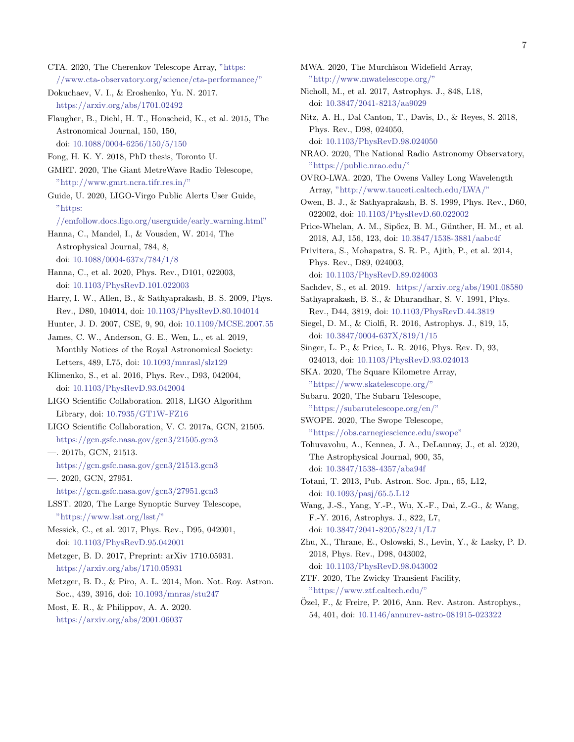CTA. 2020, The Cherenkov Telescope Array, "https://www.cta-observatory.org/science/cta-performance/"

Dokuchaev, V. I., & Eroshenko, Yu. N. 2017. https://arxiv.org/abs/1701.02492

Flaugher, B., Diehl, H. T., Honscheid, K., et al. 2015, The Astronomical Journal, 150, 150, doi: 10.1088/0004-6256/150/5/150

Fong, H. K. Y. 2018, PhD thesis, Toronto U.

GMRT. 2020, The Giant MetreWave Radio Telescope, "http://www.gmrt.ncra.tifr.res.in/"

Guide, U. 2020, LIGO-Virgo Public Alerts User Guide, "https://emfollow.docs.ligo.org/userguide/early_warning.html"

Hanna, C., Mandel, I., & Vousden, W. 2014, The Astrophysical Journal, 784, 8, doi: 10.1088/0004-637x/784/1/8

Hanna, C., et al. 2020, Phys. Rev., D101, 022003, doi: 10.1103/PhysRevD.101.022003

Harry, I. W., Allen, B., & Sathyaprakash, B. S. 2009, Phys. Rev., D80, 104014, doi: 10.1103/PhysRevD.80.104014

Hunter, J. D. 2007, CSE, 9, 90, doi: 10.1109/MCSE.2007.55

James, C. W., Anderson, G. E., Wen, L., et al. 2019, Monthly Notices of the Royal Astronomical Society: Letters, 489, L75, doi: 10.1093/mnrasl/slz129

Klimenko, S., et al. 2016, Phys. Rev., D93, 042004, doi: 10.1103/PhysRevD.93.042004

LIGO Scientific Collaboration. 2018, LIGO Algorithm Library, doi: 10.7935/GT1W-FZ16

LIGO Scientific Collaboration, V. C. 2017a, GCN, 21505. https://gcn.gsfc.nasa.gov/gcn3/21505.gcn3

—. 2017b, GCN, 21513. https://gcn.gsfc.nasa.gov/gcn3/21513.gcn3

—. 2020, GCN, 27951. https://gcn.gsfc.nasa.gov/gcn3/27951.gcn3

LSST. 2020, The Large Synoptic Survey Telescope, "https://www.lsst.org/lsst/"

Messick, C., et al. 2017, Phys. Rev., D95, 042001, doi: 10.1103/PhysRevD.95.042001

Metzger, B. D. 2017, Preprint: arXiv 1710.05931. https://arxiv.org/abs/1710.05931

Metzger, B. D., & Piro, A. L. 2014, Mon. Not. Roy. Astron. Soc., 439, 3916, doi: 10.1093/mnras/stu247

Most, E. R., & Philippov, A. A. 2020. https://arxiv.org/abs/2001.06037

MWA. 2020, The Murchison Widefield Array, "http://www.mwatelescope.org/"

Nicholl, M., et al. 2017, Astrophys. J., 848, L18, doi: 10.3847/2041-8213/aa9029

Nitz, A. H., Dal Canton, T., Davis, D., & Reyes, S. 2018, Phys. Rev., D98, 024050, doi: 10.1103/PhysRevD.98.024050

NRAO. 2020, The National Radio Astronomy Observatory, "https://public.nrao.edu/"

OVRO-LWA. 2020, The Owens Valley Long Wavelength Array, "http://www.tauceti.caltech.edu/LWA/"

Owen, B. J., & Sathyaprakash, B. S. 1999, Phys. Rev., D60, 022002, doi: 10.1103/PhysRevD.60.022002

Price-Whelan, A. M., Sipőcz, B. M., Günther, H. M., et al. 2018, AJ, 156, 123, doi: 10.3847/1538-3881/aabc4f

Privitera, S., Mohapatra, S. R. P., Ajith, P., et al. 2014, Phys. Rev., D89, 024003, doi: 10.1103/PhysRevD.89.024003

Sachdev, S., et al. 2019. https://arxiv.org/abs/1901.08580

Sathyaprakash, B. S., & Dhurandhar, S. V. 1991, Phys. Rev., D44, 3819, doi: 10.1103/PhysRevD.44.3819

Siegel, D. M., & Ciolfi, R. 2016, Astrophys. J., 819, 15, doi: 10.3847/0004-637X/819/1/15

Singer, L. P., & Price, L. R. 2016, Phys. Rev. D, 93, 024013, doi: 10.1103/PhysRevD.93.024013

SKA. 2020, The Square Kilometre Array, "https://www.skatelescope.org/"

Subaru. 2020, The Subaru Telescope, "https://subarutelescope.org/en/"

SWOPE. 2020, The Swope Telescope, "https://obs.carnegiescience.edu/swope"

Tohuvavohu, A., Kennea, J. A., DeLaunay, J., et al. 2020, The Astrophysical Journal, 900, 35, doi: 10.3847/1538-4357/aba94f

Totani, T. 2013, Pub. Astron. Soc. Jpn., 65, L12, doi: 10.1093/pasj/65.5.L12

Wang, J.-S., Yang, Y.-P., Wu, X.-F., Dai, Z.-G., & Wang, F.-Y. 2016, Astrophys. J., 822, L7, doi: 10.3847/2041-8205/822/1/L7

Zhu, X., Thrane, E., Oslowski, S., Levin, Y., & Lasky, P. D. 2018, Phys. Rev., D98, 043002, doi: 10.1103/PhysRevD.98.043002

ZTF. 2020, The Zwicky Transient Facility, "https://www.ztf.caltech.edu/"

Özel, F., & Freire, P. 2016, Ann. Rev. Astron. Astrophys., 54, 401, doi: 10.1146/annurev-astro-081915-023322